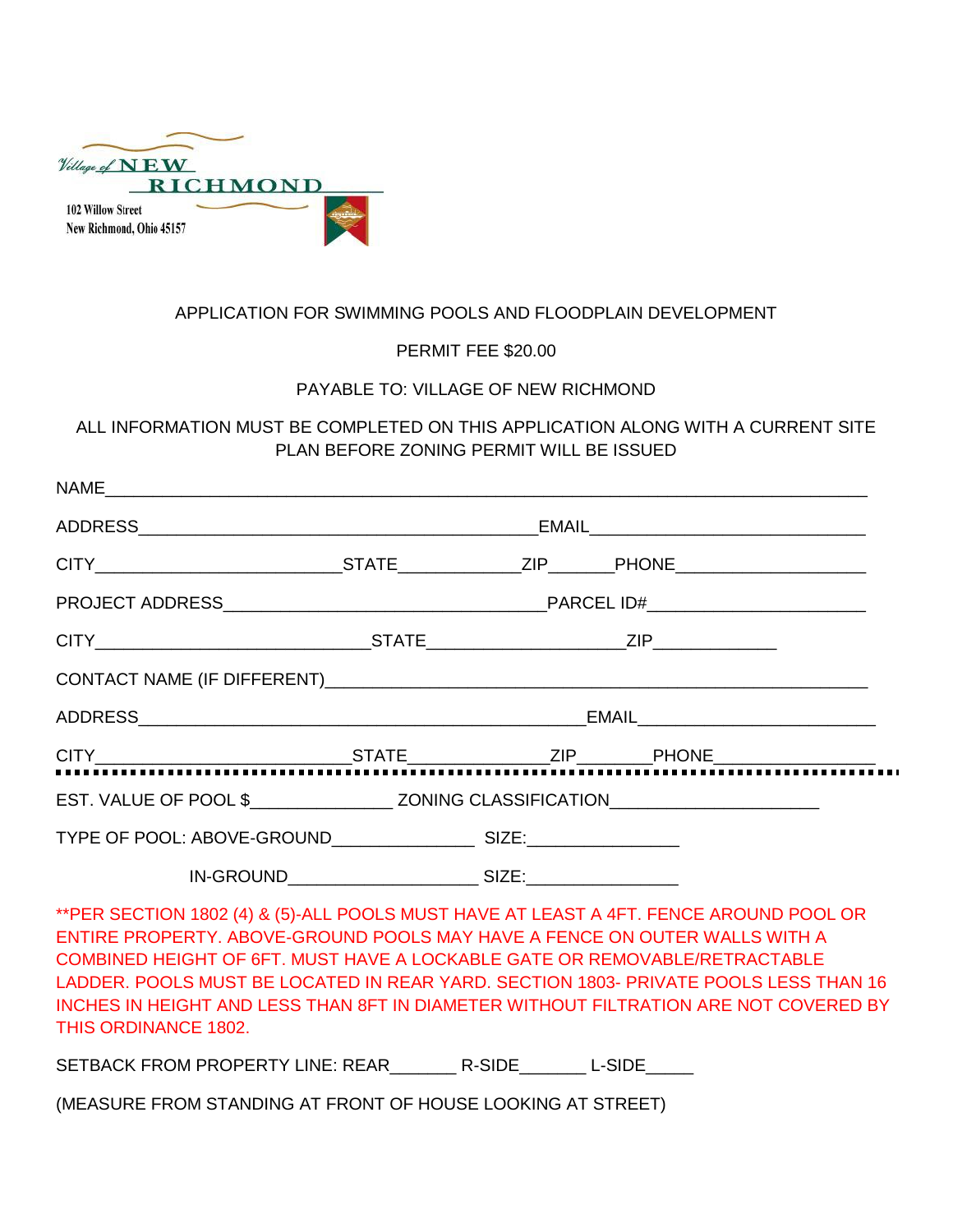Village of NEW RICHMOND

102 Willow Street
New Richmond, Ohio 45157

APPLICATION FOR SWIMMING POOLS AND FLOODPLAIN DEVELOPMENT

PERMIT FEE $20.00

PAYABLE TO: VILLAGE OF NEW RICHMOND

ALL INFORMATION MUST BE COMPLETED ON THIS APPLICATION ALONG WITH A CURRENT SITE PLAN BEFORE ZONING PERMIT WILL BE ISSUED

NAME_______________________________________________________________________________

ADDRESS_________________________________________EMAIL_____________________________

CITY_________________________STATE____________ZIP_______PHONE____________________

PROJECT ADDRESS_________________________________PARCEL ID#______________________

CITY____________________________STATE____________________ZIP_____________

CONTACT NAME (IF DIFFERENT)_______________________________________________________

ADDRESS_______________________________________________EMAIL________________________

CITY__________________________STATE______________ZIP________PHONE________________

---

EST. VALUE OF POOL $______________ ZONING CLASSIFICATION_____________________

TYPE OF POOL: ABOVE-GROUND______________ SIZE:_______________

IN-GROUND___________________ SIZE:_______________

**PER SECTION 1802 (4) & (5)-ALL POOLS MUST HAVE AT LEAST A 4FT. FENCE AROUND POOL OR ENTIRE PROPERTY. ABOVE-GROUND POOLS MAY HAVE A FENCE ON OUTER WALLS WITH A COMBINED HEIGHT OF 6FT. MUST HAVE A LOCKABLE GATE OR REMOVABLE/RETRACTABLE LADDER. POOLS MUST BE LOCATED IN REAR YARD. SECTION 1803- PRIVATE POOLS LESS THAN 16 INCHES IN HEIGHT AND LESS THAN 8FT IN DIAMETER WITHOUT FILTRATION ARE NOT COVERED BY THIS ORDINANCE 1802.

SETBACK FROM PROPERTY LINE: REAR_______ R-SIDE_______ L-SIDE_____

(MEASURE FROM STANDING AT FRONT OF HOUSE LOOKING AT STREET)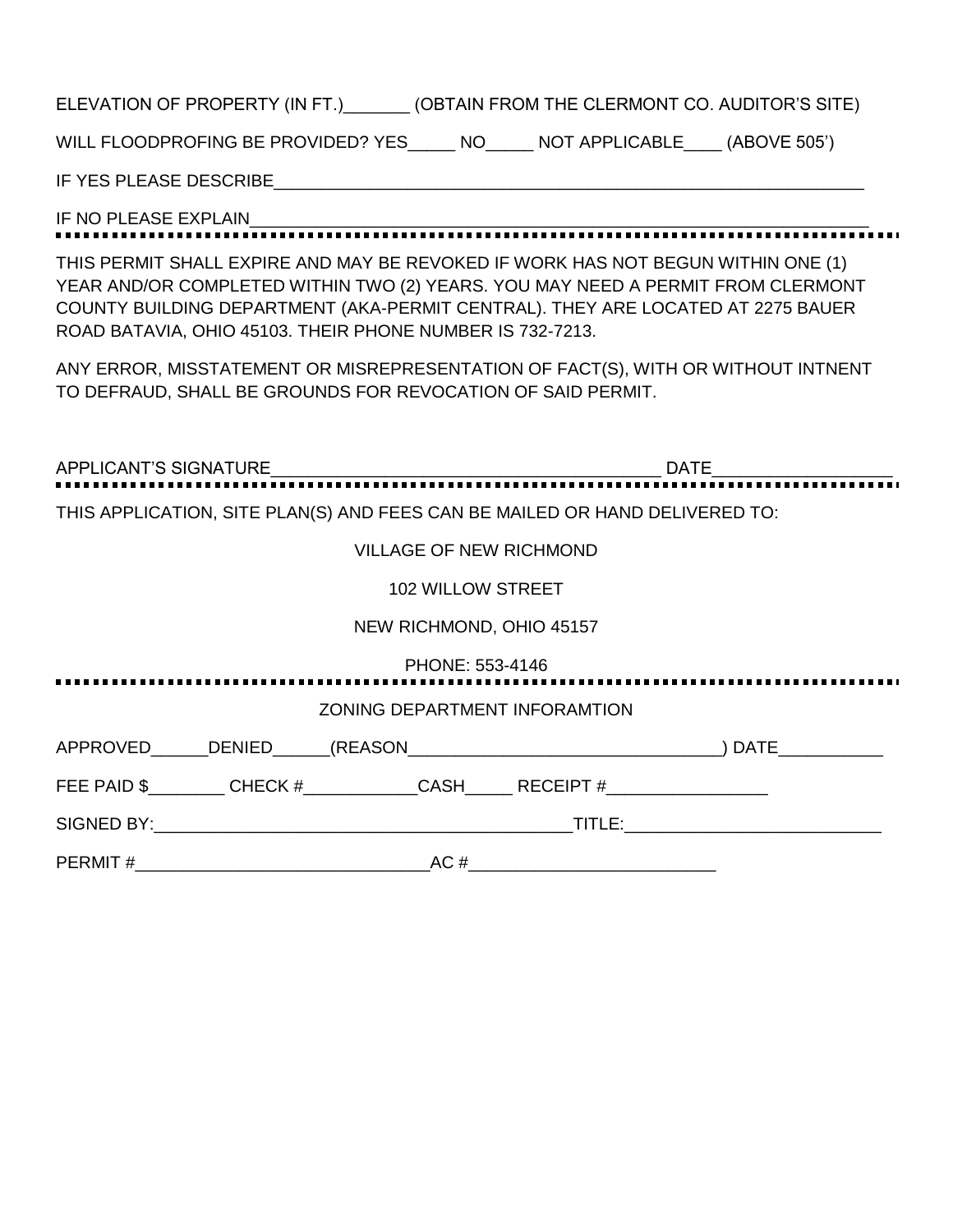ELEVATION OF PROPERTY (IN FT.)_______ (OBTAIN FROM THE CLERMONT CO. AUDITOR'S SITE)

WILL FLOODPROFING BE PROVIDED? YES_____ NO_____ NOT APPLICABLE____ (ABOVE 505')

IF YES PLEASE DESCRIBE_________________________________________________________________

IF NO PLEASE EXPLAIN___________________________________________________________________

---

THIS PERMIT SHALL EXPIRE AND MAY BE REVOKED IF WORK HAS NOT BEGUN WITHIN ONE (1) YEAR AND/OR COMPLETED WITHIN TWO (2) YEARS. YOU MAY NEED A PERMIT FROM CLERMONT COUNTY BUILDING DEPARTMENT (AKA-PERMIT CENTRAL). THEY ARE LOCATED AT 2275 BAUER ROAD BATAVIA, OHIO 45103. THEIR PHONE NUMBER IS 732-7213.

ANY ERROR, MISSTATEMENT OR MISREPRESENTATION OF FACT(S), WITH OR WITHOUT INTNENT TO DEFRAUD, SHALL BE GROUNDS FOR REVOCATION OF SAID PERMIT.

APPLICANT'S SIGNATURE___________________________________________ DATE___________________

---

THIS APPLICATION, SITE PLAN(S) AND FEES CAN BE MAILED OR HAND DELIVERED TO:

VILLAGE OF NEW RICHMOND

102 WILLOW STREET

NEW RICHMOND, OHIO 45157

PHONE: 553-4146

---

ZONING DEPARTMENT INFORAMTION

APPROVED______DENIED______(REASON_________________________________) DATE___________

FEE PAID $________ CHECK #____________CASH_____ RECEIPT #_________________

SIGNED BY:_____________________________________________TITLE:___________________________

PERMIT #______________________________AC #_________________________